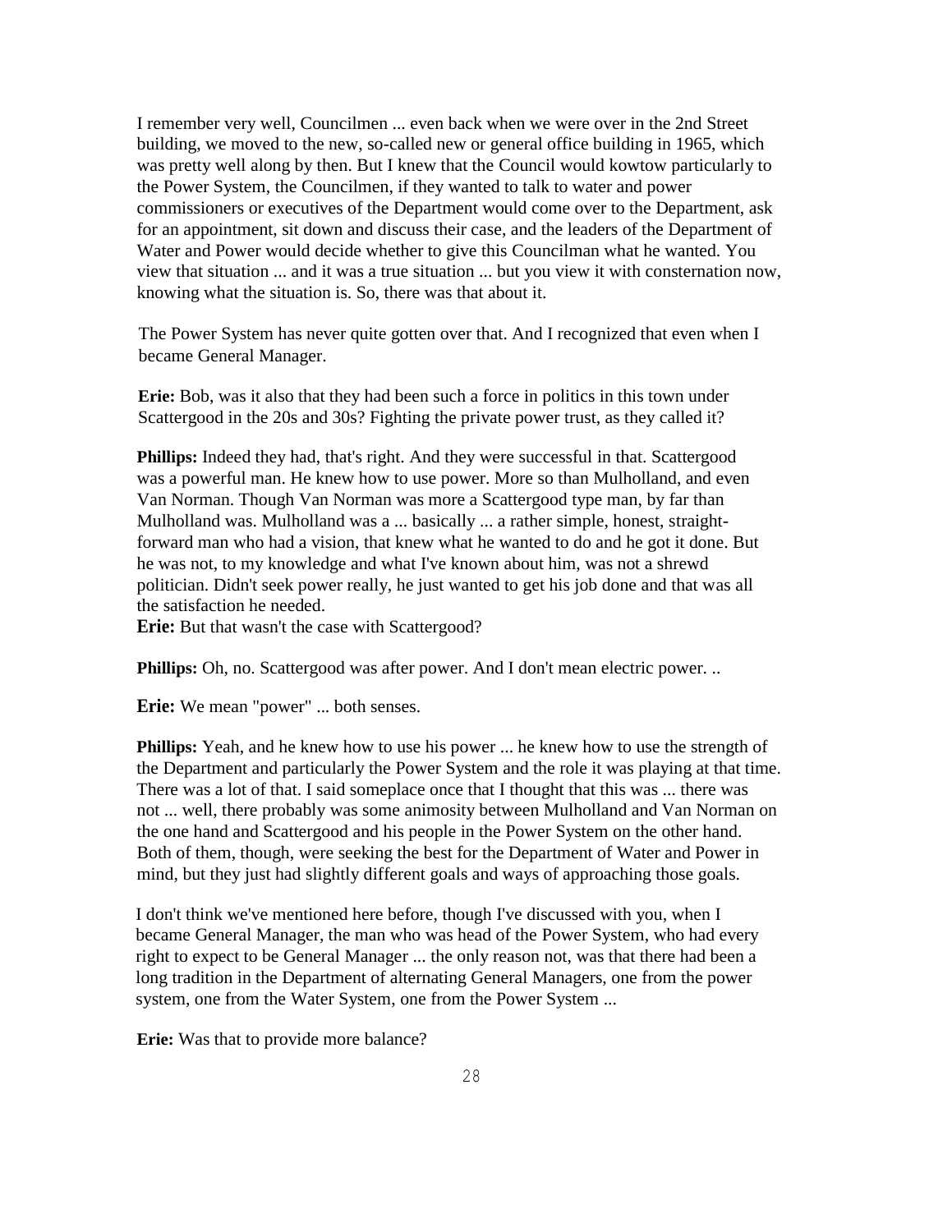I remember very well, Councilmen ... even back when we were over in the 2nd Street building, we moved to the new, so-called new or general office building in 1965, which was pretty well along by then. But I knew that the Council would kowtow particularly to the Power System, the Councilmen, if they wanted to talk to water and power commissioners or executives of the Department would come over to the Department, ask for an appointment, sit down and discuss their case, and the leaders of the Department of Water and Power would decide whether to give this Councilman what he wanted. You view that situation ... and it was a true situation ... but you view it with consternation now, knowing what the situation is. So, there was that about it.

The Power System has never quite gotten over that. And I recognized that even when I became General Manager.

**Erie:** Bob, was it also that they had been such a force in politics in this town under Scattergood in the 20s and 30s? Fighting the private power trust, as they called it?

**Phillips:** Indeed they had, that's right. And they were successful in that. Scattergood was a powerful man. He knew how to use power. More so than Mulholland, and even Van Norman. Though Van Norman was more a Scattergood type man, by far than Mulholland was. Mulholland was a ... basically ... a rather simple, honest, straight-forward man who had a vision, that knew what he wanted to do and he got it done. But he was not, to my knowledge and what I've known about him, was not a shrewd politician. Didn't seek power really, he just wanted to get his job done and that was all the satisfaction he needed.

**Erie:** But that wasn't the case with Scattergood?

**Phillips:** Oh, no. Scattergood was after power. And I don't mean electric power. ..

**Erie:** We mean "power" ... both senses.

**Phillips:** Yeah, and he knew how to use his power ... he knew how to use the strength of the Department and particularly the Power System and the role it was playing at that time. There was a lot of that. I said someplace once that I thought that this was ... there was not ... well, there probably was some animosity between Mulholland and Van Norman on the one hand and Scattergood and his people in the Power System on the other hand. Both of them, though, were seeking the best for the Department of Water and Power in mind, but they just had slightly different goals and ways of approaching those goals.

I don't think we've mentioned here before, though I've discussed with you, when I became General Manager, the man who was head of the Power System, who had every right to expect to be General Manager ... the only reason not, was that there had been a long tradition in the Department of alternating General Managers, one from the power system, one from the Water System, one from the Power System ...

**Erie:** Was that to provide more balance?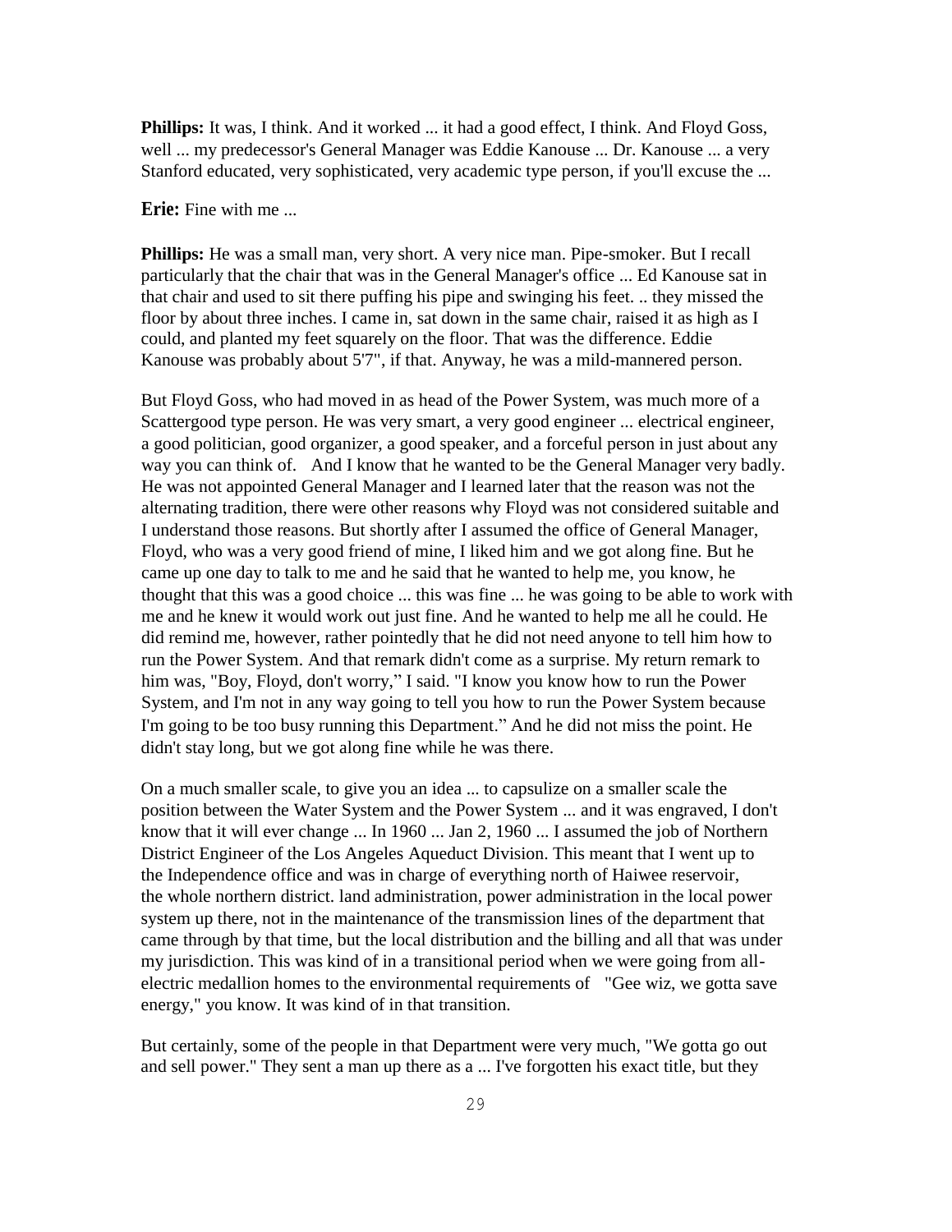**Phillips:** It was, I think. And it worked ... it had a good effect, I think. And Floyd Goss, well ... my predecessor's General Manager was Eddie Kanouse ... Dr. Kanouse ... a very Stanford educated, very sophisticated, very academic type person, if you'll excuse the ...

**Erie:** Fine with me ...

**Phillips:** He was a small man, very short. A very nice man. Pipe-smoker. But I recall particularly that the chair that was in the General Manager's office ... Ed Kanouse sat in that chair and used to sit there puffing his pipe and swinging his feet. .. they missed the floor by about three inches. I came in, sat down in the same chair, raised it as high as I could, and planted my feet squarely on the floor. That was the difference. Eddie Kanouse was probably about 5'7", if that. Anyway, he was a mild-mannered person.

But Floyd Goss, who had moved in as head of the Power System, was much more of a Scattergood type person. He was very smart, a very good engineer ... electrical engineer, a good politician, good organizer, a good speaker, and a forceful person in just about any way you can think of. And I know that he wanted to be the General Manager very badly. He was not appointed General Manager and I learned later that the reason was not the alternating tradition, there were other reasons why Floyd was not considered suitable and I understand those reasons. But shortly after I assumed the office of General Manager, Floyd, who was a very good friend of mine, I liked him and we got along fine. But he came up one day to talk to me and he said that he wanted to help me, you know, he thought that this was a good choice ... this was fine ... he was going to be able to work with me and he knew it would work out just fine. And he wanted to help me all he could. He did remind me, however, rather pointedly that he did not need anyone to tell him how to run the Power System. And that remark didn't come as a surprise. My return remark to him was, "Boy, Floyd, don't worry," I said. "I know you know how to run the Power System, and I'm not in any way going to tell you how to run the Power System because I'm going to be too busy running this Department." And he did not miss the point. He didn't stay long, but we got along fine while he was there.

On a much smaller scale, to give you an idea ... to capsulize on a smaller scale the position between the Water System and the Power System ... and it was engraved, I don't know that it will ever change ... In 1960 ... Jan 2, 1960 ... I assumed the job of Northern District Engineer of the Los Angeles Aqueduct Division. This meant that I went up to the Independence office and was in charge of everything north of Haiwee reservoir, the whole northern district. land administration, power administration in the local power system up there, not in the maintenance of the transmission lines of the department that came through by that time, but the local distribution and the billing and all that was under my jurisdiction. This was kind of in a transitional period when we were going from all-electric medallion homes to the environmental requirements of "Gee wiz, we gotta save energy," you know. It was kind of in that transition.

But certainly, some of the people in that Department were very much, "We gotta go out and sell power." They sent a man up there as a ... I've forgotten his exact title, but they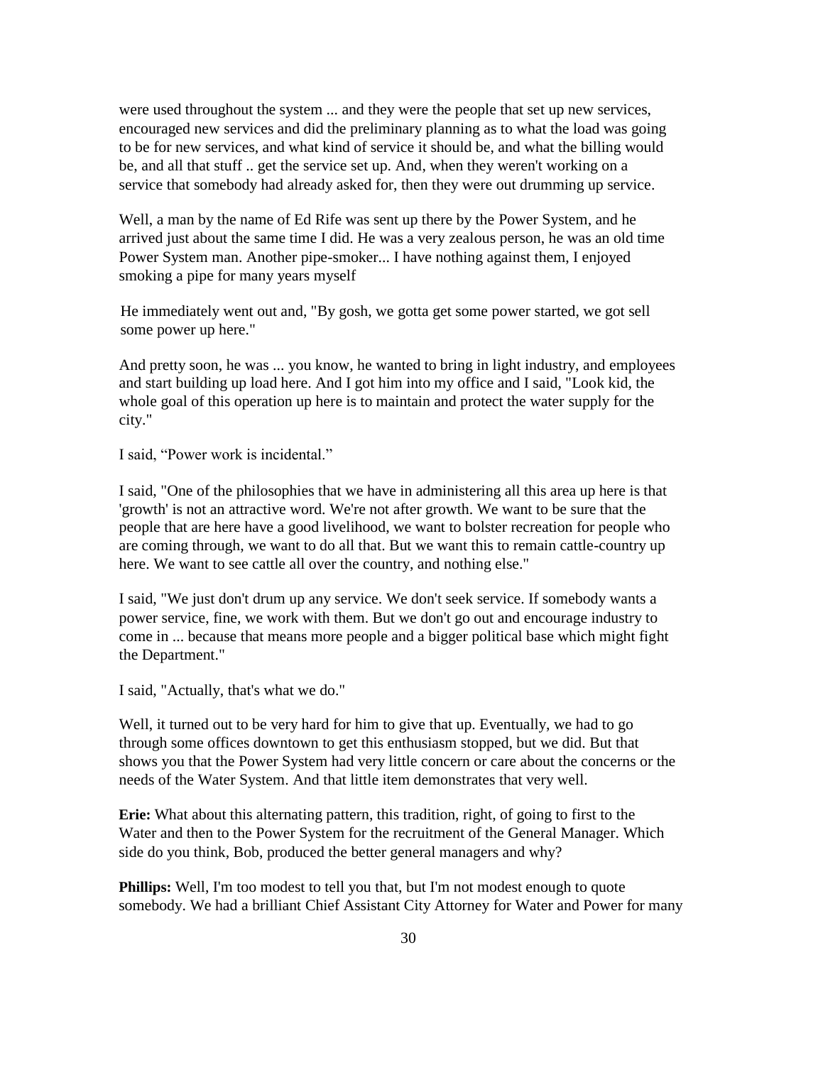were used throughout the system ... and they were the people that set up new services, encouraged new services and did the preliminary planning as to what the load was going to be for new services, and what kind of service it should be, and what the billing would be, and all that stuff .. get the service set up. And, when they weren't working on a service that somebody had already asked for, then they were out drumming up service.

Well, a man by the name of Ed Rife was sent up there by the Power System, and he arrived just about the same time I did. He was a very zealous person, he was an old time Power System man. Another pipe-smoker... I have nothing against them, I enjoyed smoking a pipe for many years myself

He immediately went out and, "By gosh, we gotta get some power started, we got sell some power up here."

And pretty soon, he was ... you know, he wanted to bring in light industry, and employees and start building up load here. And I got him into my office and I said, "Look kid, the whole goal of this operation up here is to maintain and protect the water supply for the city."

I said, "Power work is incidental."

I said, "One of the philosophies that we have in administering all this area up here is that 'growth' is not an attractive word. We're not after growth. We want to be sure that the people that are here have a good livelihood, we want to bolster recreation for people who are coming through, we want to do all that. But we want this to remain cattle-country up here. We want to see cattle all over the country, and nothing else."

I said, "We just don't drum up any service. We don't seek service. If somebody wants a power service, fine, we work with them. But we don't go out and encourage industry to come in ... because that means more people and a bigger political base which might fight the Department."

I said, "Actually, that's what we do."

Well, it turned out to be very hard for him to give that up. Eventually, we had to go through some offices downtown to get this enthusiasm stopped, but we did. But that shows you that the Power System had very little concern or care about the concerns or the needs of the Water System. And that little item demonstrates that very well.

**Erie:** What about this alternating pattern, this tradition, right, of going to first to the Water and then to the Power System for the recruitment of the General Manager. Which side do you think, Bob, produced the better general managers and why?

**Phillips:** Well, I'm too modest to tell you that, but I'm not modest enough to quote somebody. We had a brilliant Chief Assistant City Attorney for Water and Power for many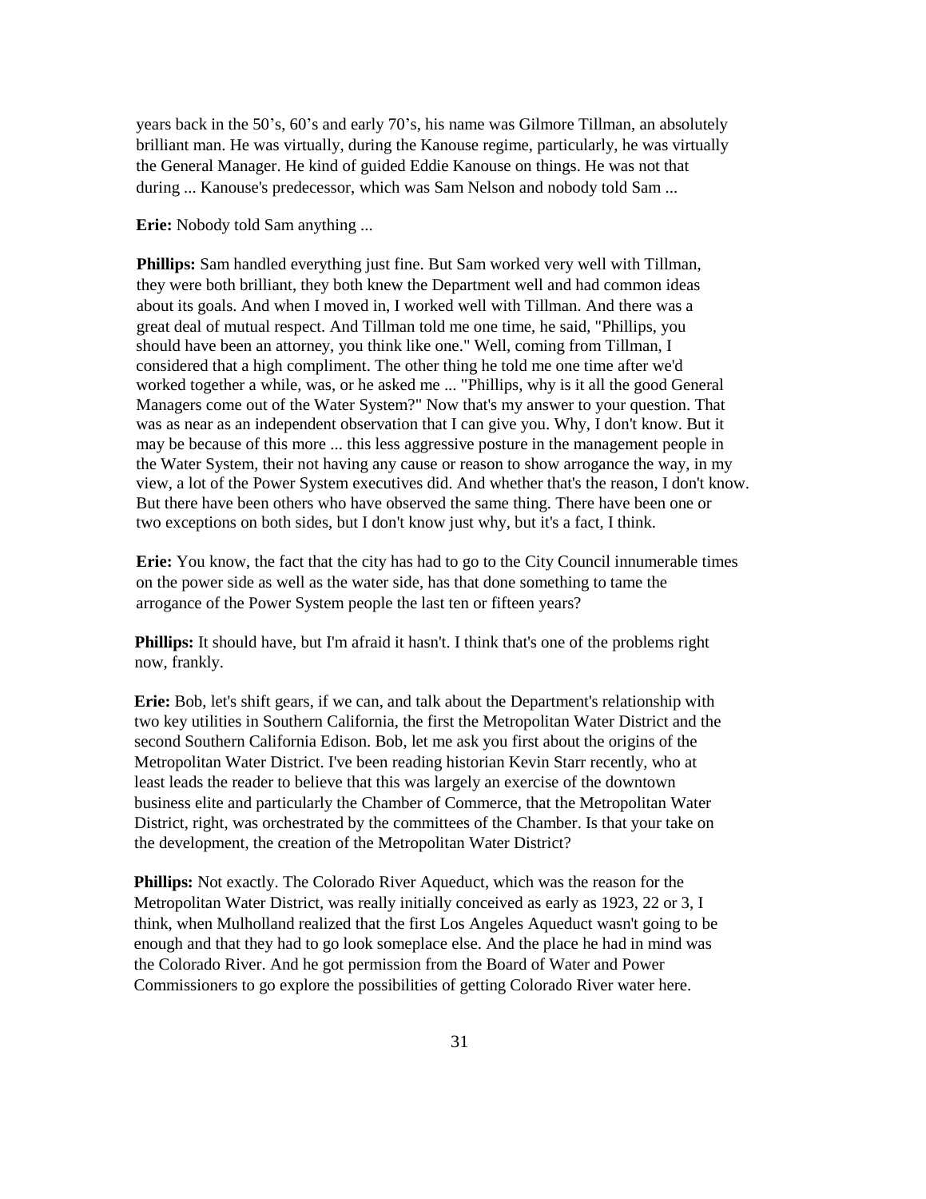years back in the 50's, 60's and early 70's, his name was Gilmore Tillman, an absolutely brilliant man. He was virtually, during the Kanouse regime, particularly, he was virtually the General Manager. He kind of guided Eddie Kanouse on things. He was not that during ... Kanouse's predecessor, which was Sam Nelson and nobody told Sam ...

**Erie:** Nobody told Sam anything ...

**Phillips:** Sam handled everything just fine. But Sam worked very well with Tillman, they were both brilliant, they both knew the Department well and had common ideas about its goals. And when I moved in, I worked well with Tillman. And there was a great deal of mutual respect. And Tillman told me one time, he said, "Phillips, you should have been an attorney, you think like one." Well, coming from Tillman, I considered that a high compliment. The other thing he told me one time after we'd worked together a while, was, or he asked me ... "Phillips, why is it all the good General Managers come out of the Water System?" Now that's my answer to your question. That was as near as an independent observation that I can give you. Why, I don't know. But it may be because of this more ... this less aggressive posture in the management people in the Water System, their not having any cause or reason to show arrogance the way, in my view, a lot of the Power System executives did. And whether that's the reason, I don't know. But there have been others who have observed the same thing. There have been one or two exceptions on both sides, but I don't know just why, but it's a fact, I think.

**Erie:** You know, the fact that the city has had to go to the City Council innumerable times on the power side as well as the water side, has that done something to tame the arrogance of the Power System people the last ten or fifteen years?

**Phillips:** It should have, but I'm afraid it hasn't. I think that's one of the problems right now, frankly.

**Erie:** Bob, let's shift gears, if we can, and talk about the Department's relationship with two key utilities in Southern California, the first the Metropolitan Water District and the second Southern California Edison. Bob, let me ask you first about the origins of the Metropolitan Water District. I've been reading historian Kevin Starr recently, who at least leads the reader to believe that this was largely an exercise of the downtown business elite and particularly the Chamber of Commerce, that the Metropolitan Water District, right, was orchestrated by the committees of the Chamber. Is that your take on the development, the creation of the Metropolitan Water District?

**Phillips:** Not exactly. The Colorado River Aqueduct, which was the reason for the Metropolitan Water District, was really initially conceived as early as 1923, 22 or 3, I think, when Mulholland realized that the first Los Angeles Aqueduct wasn't going to be enough and that they had to go look someplace else. And the place he had in mind was the Colorado River. And he got permission from the Board of Water and Power Commissioners to go explore the possibilities of getting Colorado River water here.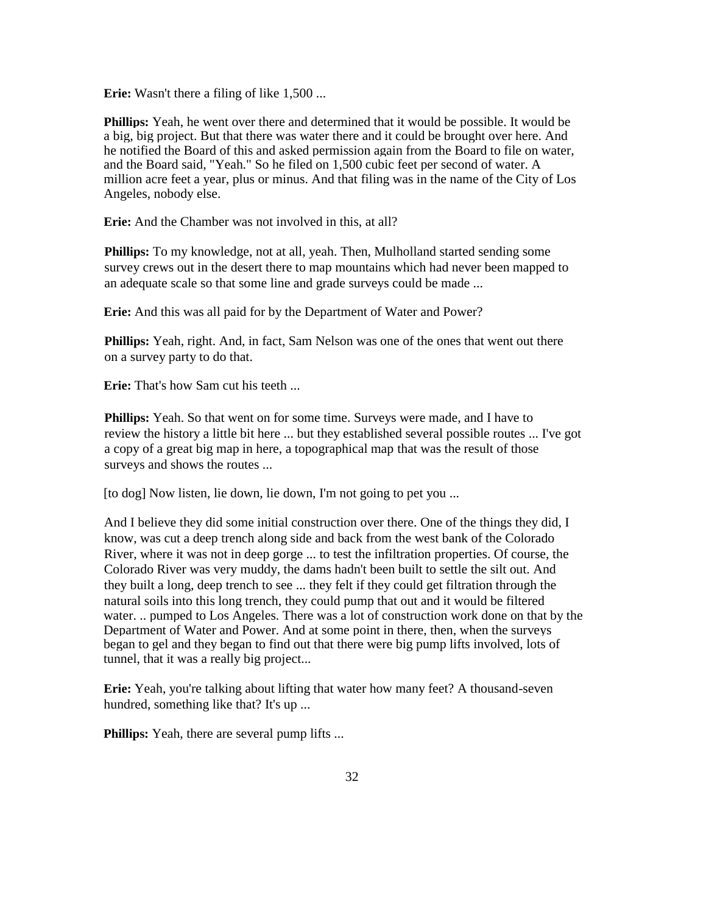**Erie:** Wasn't there a filing of like 1,500 ...

**Phillips:** Yeah, he went over there and determined that it would be possible. It would be a big, big project. But that there was water there and it could be brought over here. And he notified the Board of this and asked permission again from the Board to file on water, and the Board said, "Yeah." So he filed on 1,500 cubic feet per second of water. A million acre feet a year, plus or minus. And that filing was in the name of the City of Los Angeles, nobody else.

**Erie:** And the Chamber was not involved in this, at all?

**Phillips:** To my knowledge, not at all, yeah. Then, Mulholland started sending some survey crews out in the desert there to map mountains which had never been mapped to an adequate scale so that some line and grade surveys could be made ...

**Erie:** And this was all paid for by the Department of Water and Power?

**Phillips:** Yeah, right. And, in fact, Sam Nelson was one of the ones that went out there on a survey party to do that.

**Erie:** That's how Sam cut his teeth ...

**Phillips:** Yeah. So that went on for some time. Surveys were made, and I have to review the history a little bit here ... but they established several possible routes ... I've got a copy of a great big map in here, a topographical map that was the result of those surveys and shows the routes ...

[to dog] Now listen, lie down, lie down, I'm not going to pet you ...

And I believe they did some initial construction over there. One of the things they did, I know, was cut a deep trench along side and back from the west bank of the Colorado River, where it was not in deep gorge ... to test the infiltration properties. Of course, the Colorado River was very muddy, the dams hadn't been built to settle the silt out. And they built a long, deep trench to see ... they felt if they could get filtration through the natural soils into this long trench, they could pump that out and it would be filtered water. .. pumped to Los Angeles. There was a lot of construction work done on that by the Department of Water and Power. And at some point in there, then, when the surveys began to gel and they began to find out that there were big pump lifts involved, lots of tunnel, that it was a really big project...

**Erie:** Yeah, you're talking about lifting that water how many feet? A thousand-seven hundred, something like that? It's up ...

**Phillips:** Yeah, there are several pump lifts ...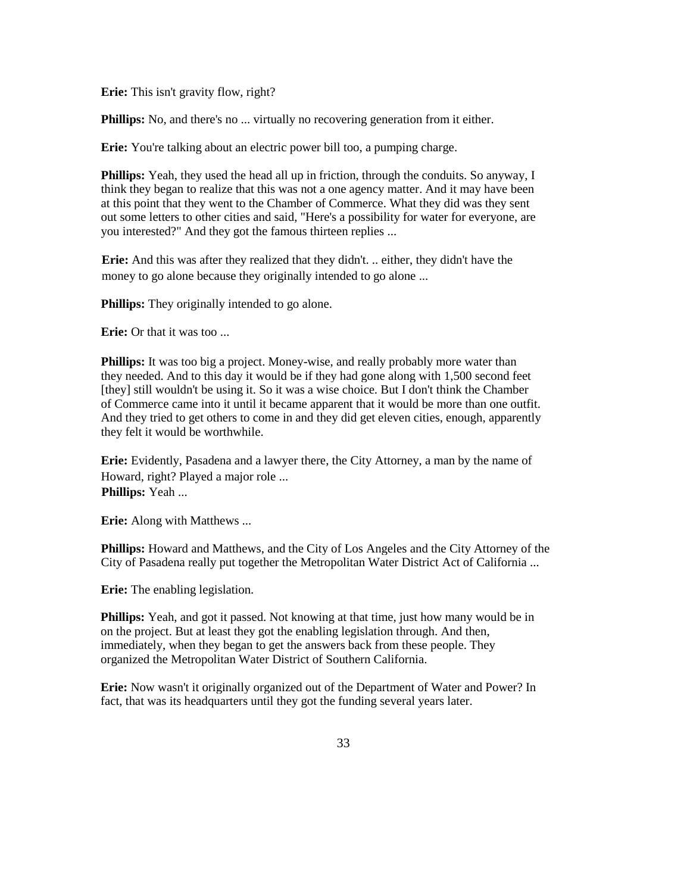**Erie:** This isn't gravity flow, right?

**Phillips:** No, and there's no ... virtually no recovering generation from it either.

**Erie:** You're talking about an electric power bill too, a pumping charge.

**Phillips:** Yeah, they used the head all up in friction, through the conduits. So anyway, I think they began to realize that this was not a one agency matter. And it may have been at this point that they went to the Chamber of Commerce. What they did was they sent out some letters to other cities and said, "Here's a possibility for water for everyone, are you interested?" And they got the famous thirteen replies ...

**Erie:** And this was after they realized that they didn't. .. either, they didn't have the money to go alone because they originally intended to go alone ...

**Phillips:** They originally intended to go alone.

**Erie:** Or that it was too ...

**Phillips:** It was too big a project. Money-wise, and really probably more water than they needed. And to this day it would be if they had gone along with 1,500 second feet [they] still wouldn't be using it. So it was a wise choice. But I don't think the Chamber of Commerce came into it until it became apparent that it would be more than one outfit. And they tried to get others to come in and they did get eleven cities, enough, apparently they felt it would be worthwhile.

**Erie:** Evidently, Pasadena and a lawyer there, the City Attorney, a man by the name of Howard, right? Played a major role ...

**Phillips:** Yeah ...

**Erie:** Along with Matthews ...

**Phillips:** Howard and Matthews, and the City of Los Angeles and the City Attorney of the City of Pasadena really put together the Metropolitan Water District Act of California ...

**Erie:** The enabling legislation.

**Phillips:** Yeah, and got it passed. Not knowing at that time, just how many would be in on the project. But at least they got the enabling legislation through. And then, immediately, when they began to get the answers back from these people. They organized the Metropolitan Water District of Southern California.

**Erie:** Now wasn't it originally organized out of the Department of Water and Power? In fact, that was its headquarters until they got the funding several years later.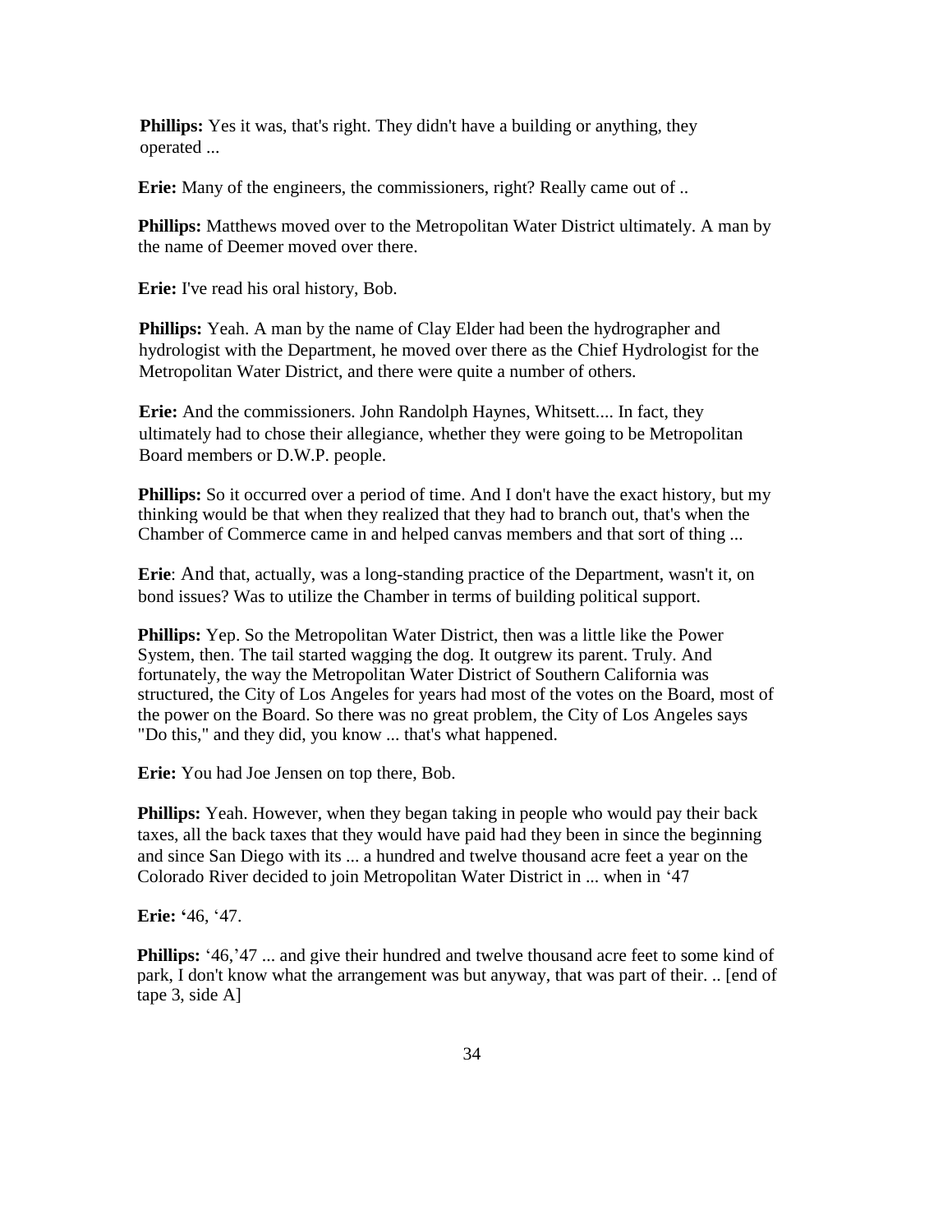**Phillips:** Yes it was, that's right. They didn't have a building or anything, they operated ...

**Erie:** Many of the engineers, the commissioners, right? Really came out of ..

**Phillips:** Matthews moved over to the Metropolitan Water District ultimately. A man by the name of Deemer moved over there.

**Erie:** I've read his oral history, Bob.

**Phillips:** Yeah. A man by the name of Clay Elder had been the hydrographer and hydrologist with the Department, he moved over there as the Chief Hydrologist for the Metropolitan Water District, and there were quite a number of others.

**Erie:** And the commissioners. John Randolph Haynes, Whitsett.... In fact, they ultimately had to chose their allegiance, whether they were going to be Metropolitan Board members or D.W.P. people.

**Phillips:** So it occurred over a period of time. And I don't have the exact history, but my thinking would be that when they realized that they had to branch out, that's when the Chamber of Commerce came in and helped canvas members and that sort of thing ...

**Erie**: And that, actually, was a long-standing practice of the Department, wasn't it, on bond issues? Was to utilize the Chamber in terms of building political support.

**Phillips:** Yep. So the Metropolitan Water District, then was a little like the Power System, then. The tail started wagging the dog. It outgrew its parent. Truly. And fortunately, the way the Metropolitan Water District of Southern California was structured, the City of Los Angeles for years had most of the votes on the Board, most of the power on the Board. So there was no great problem, the City of Los Angeles says "Do this," and they did, you know ... that's what happened.

**Erie:** You had Joe Jensen on top there, Bob.

**Phillips:** Yeah. However, when they began taking in people who would pay their back taxes, all the back taxes that they would have paid had they been in since the beginning and since San Diego with its ... a hundred and twelve thousand acre feet a year on the Colorado River decided to join Metropolitan Water District in ... when in ‘47

**Erie:** ‘46, ‘47.

**Phillips:** ‘46,’47 ... and give their hundred and twelve thousand acre feet to some kind of park, I don't know what the arrangement was but anyway, that was part of their. .. [end of tape 3, side A]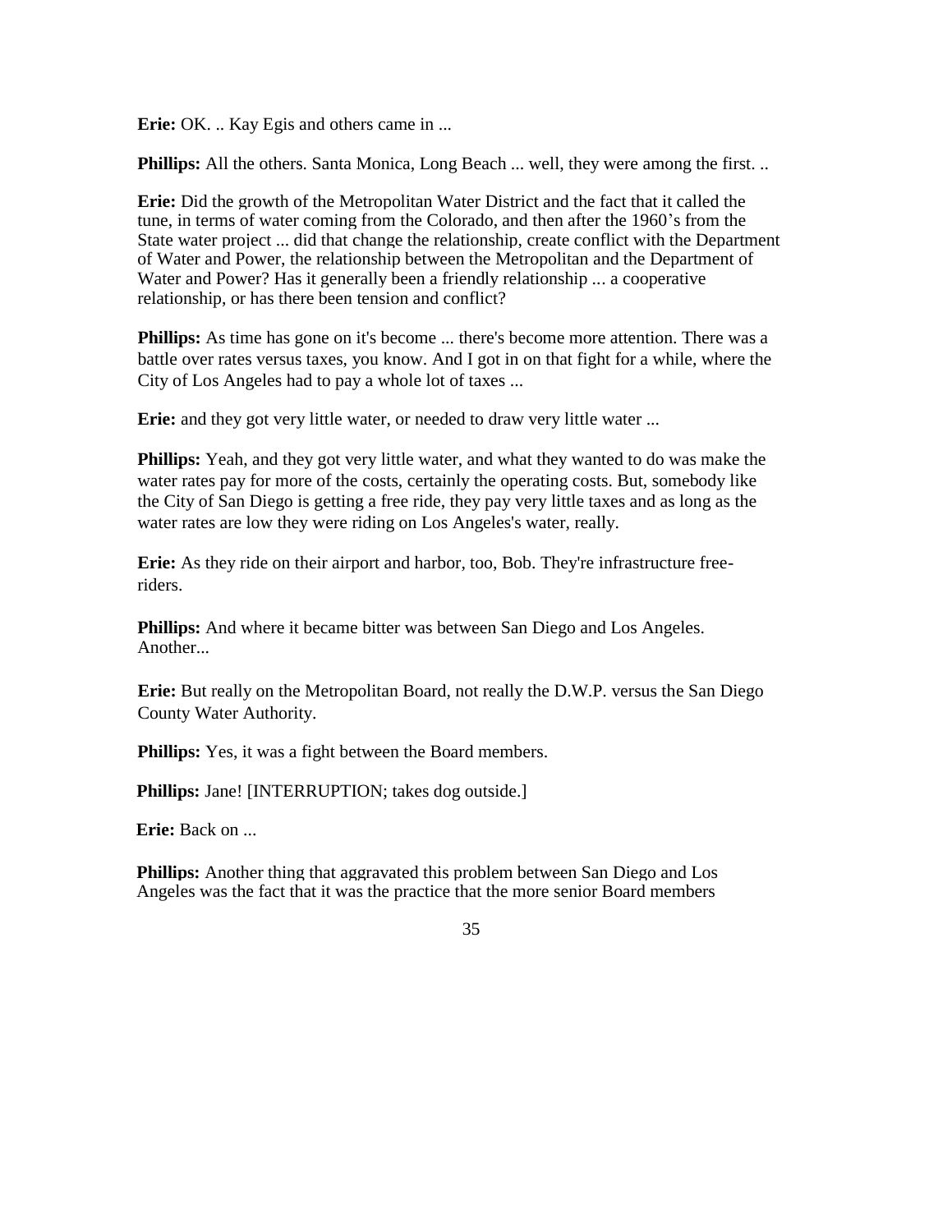**Erie:** OK. .. Kay Egis and others came in ...

**Phillips:** All the others. Santa Monica, Long Beach ... well, they were among the first. ..

**Erie:** Did the growth of the Metropolitan Water District and the fact that it called the tune, in terms of water coming from the Colorado, and then after the 1960's from the State water project ... did that change the relationship, create conflict with the Department of Water and Power, the relationship between the Metropolitan and the Department of Water and Power? Has it generally been a friendly relationship ... a cooperative relationship, or has there been tension and conflict?

**Phillips:** As time has gone on it's become ... there's become more attention. There was a battle over rates versus taxes, you know. And I got in on that fight for a while, where the City of Los Angeles had to pay a whole lot of taxes ...

**Erie:** and they got very little water, or needed to draw very little water ...

**Phillips:** Yeah, and they got very little water, and what they wanted to do was make the water rates pay for more of the costs, certainly the operating costs. But, somebody like the City of San Diego is getting a free ride, they pay very little taxes and as long as the water rates are low they were riding on Los Angeles's water, really.

**Erie:** As they ride on their airport and harbor, too, Bob. They're infrastructure free-riders.

**Phillips:** And where it became bitter was between San Diego and Los Angeles. Another...

**Erie:** But really on the Metropolitan Board, not really the D.W.P. versus the San Diego County Water Authority.

**Phillips:** Yes, it was a fight between the Board members.

**Phillips:** Jane! [INTERRUPTION; takes dog outside.]

**Erie:** Back on ...

**Phillips:** Another thing that aggravated this problem between San Diego and Los Angeles was the fact that it was the practice that the more senior Board members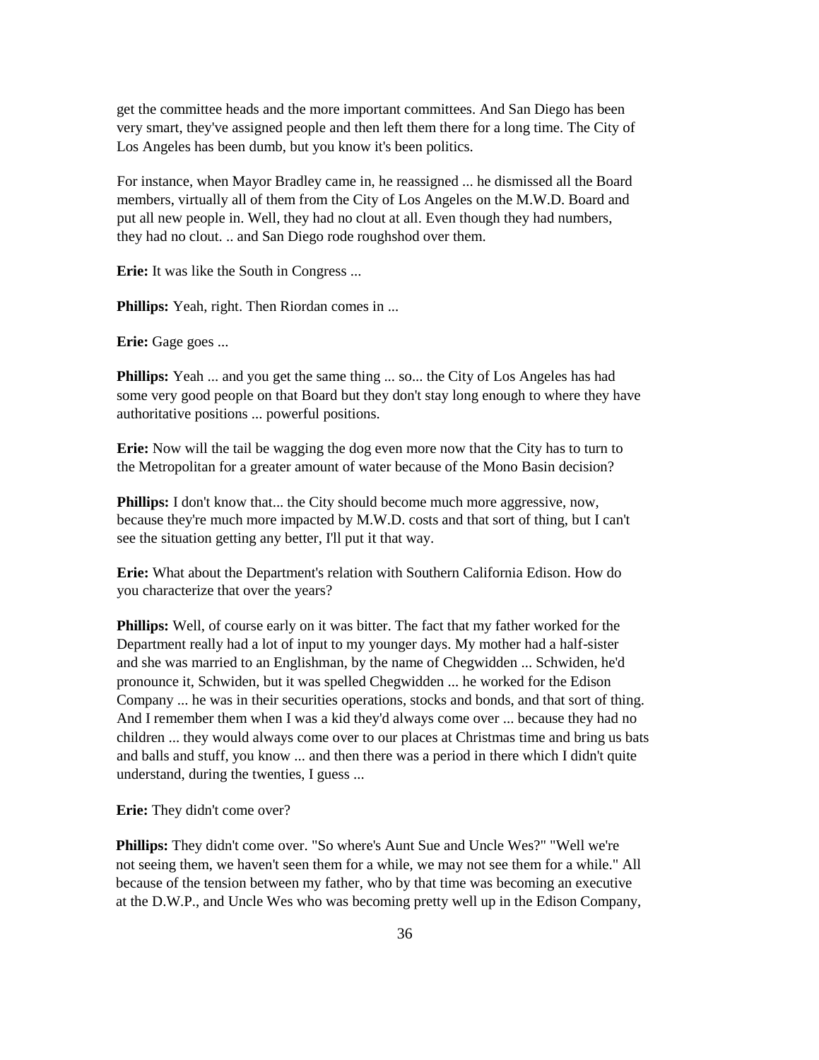get the committee heads and the more important committees. And San Diego has been very smart, they've assigned people and then left them there for a long time. The City of Los Angeles has been dumb, but you know it's been politics.

For instance, when Mayor Bradley came in, he reassigned ... he dismissed all the Board members, virtually all of them from the City of Los Angeles on the M.W.D. Board and put all new people in. Well, they had no clout at all. Even though they had numbers, they had no clout. .. and San Diego rode roughshod over them.

**Erie:** It was like the South in Congress ...

**Phillips:** Yeah, right. Then Riordan comes in ...

**Erie:** Gage goes ...

**Phillips:** Yeah ... and you get the same thing ... so... the City of Los Angeles has had some very good people on that Board but they don't stay long enough to where they have authoritative positions ... powerful positions.

**Erie:** Now will the tail be wagging the dog even more now that the City has to turn to the Metropolitan for a greater amount of water because of the Mono Basin decision?

**Phillips:** I don't know that... the City should become much more aggressive, now, because they're much more impacted by M.W.D. costs and that sort of thing, but I can't see the situation getting any better, I'll put it that way.

**Erie:** What about the Department's relation with Southern California Edison. How do you characterize that over the years?

**Phillips:** Well, of course early on it was bitter. The fact that my father worked for the Department really had a lot of input to my younger days. My mother had a half-sister and she was married to an Englishman, by the name of Chegwidden ... Schwiden, he'd pronounce it, Schwiden, but it was spelled Chegwidden ... he worked for the Edison Company ... he was in their securities operations, stocks and bonds, and that sort of thing. And I remember them when I was a kid they'd always come over ... because they had no children ... they would always come over to our places at Christmas time and bring us bats and balls and stuff, you know ... and then there was a period in there which I didn't quite understand, during the twenties, I guess ...

**Erie:** They didn't come over?

**Phillips:** They didn't come over. "So where's Aunt Sue and Uncle Wes?" "Well we're not seeing them, we haven't seen them for a while, we may not see them for a while." All because of the tension between my father, who by that time was becoming an executive at the D.W.P., and Uncle Wes who was becoming pretty well up in the Edison Company,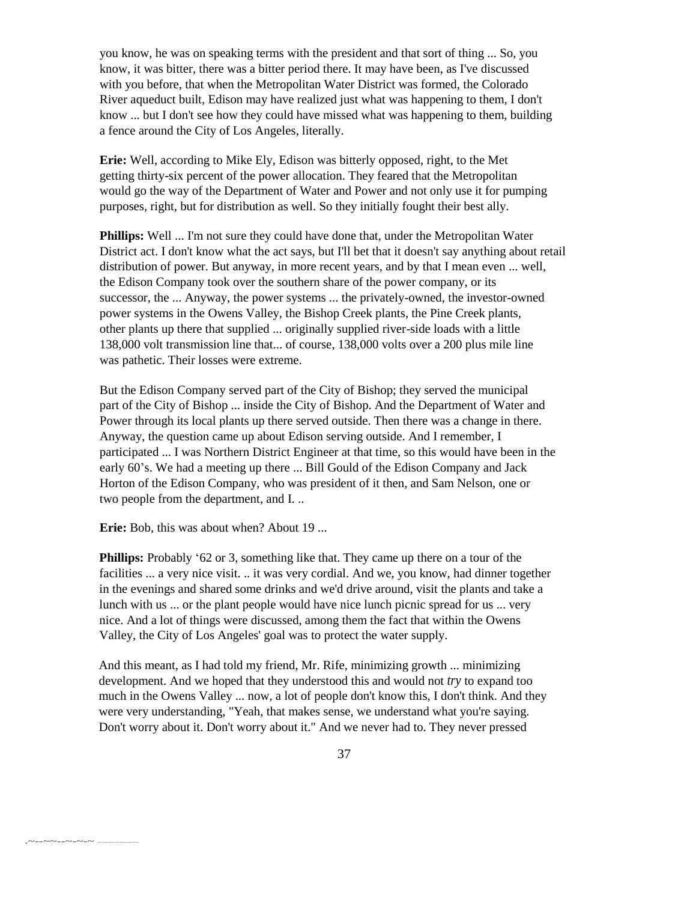you know, he was on speaking terms with the president and that sort of thing ... So, you know, it was bitter, there was a bitter period there. It may have been, as I've discussed with you before, that when the Metropolitan Water District was formed, the Colorado River aqueduct built, Edison may have realized just what was happening to them, I don't know ... but I don't see how they could have missed what was happening to them, building a fence around the City of Los Angeles, literally.

**Erie:** Well, according to Mike Ely, Edison was bitterly opposed, right, to the Met getting thirty-six percent of the power allocation. They feared that the Metropolitan would go the way of the Department of Water and Power and not only use it for pumping purposes, right, but for distribution as well. So they initially fought their best ally.

**Phillips:** Well ... I'm not sure they could have done that, under the Metropolitan Water District act. I don't know what the act says, but I'll bet that it doesn't say anything about retail distribution of power. But anyway, in more recent years, and by that I mean even ... well, the Edison Company took over the southern share of the power company, or its successor, the ... Anyway, the power systems ... the privately-owned, the investor-owned power systems in the Owens Valley, the Bishop Creek plants, the Pine Creek plants, other plants up there that supplied ... originally supplied river-side loads with a little 138,000 volt transmission line that... of course, 138,000 volts over a 200 plus mile line was pathetic. Their losses were extreme.

But the Edison Company served part of the City of Bishop; they served the municipal part of the City of Bishop ... inside the City of Bishop. And the Department of Water and Power through its local plants up there served outside. Then there was a change in there. Anyway, the question came up about Edison serving outside. And I remember, I participated ... I was Northern District Engineer at that time, so this would have been in the early 60's. We had a meeting up there ... Bill Gould of the Edison Company and Jack Horton of the Edison Company, who was president of it then, and Sam Nelson, one or two people from the department, and I. ..

**Erie:** Bob, this was about when? About 19 ...

**Phillips:** Probably '62 or 3, something like that. They came up there on a tour of the facilities ... a very nice visit. .. it was very cordial. And we, you know, had dinner together in the evenings and shared some drinks and we'd drive around, visit the plants and take a lunch with us ... or the plant people would have nice lunch picnic spread for us ... very nice. And a lot of things were discussed, among them the fact that within the Owens Valley, the City of Los Angeles' goal was to protect the water supply.

And this meant, as I had told my friend, Mr. Rife, minimizing growth ... minimizing development. And we hoped that they understood this and would not *try* to expand too much in the Owens Valley ... now, a lot of people don't know this, I don't think. And they were very understanding, "Yeah, that makes sense, we understand what you're saying. Don't worry about it. Don't worry about it." And we never had to. They never pressed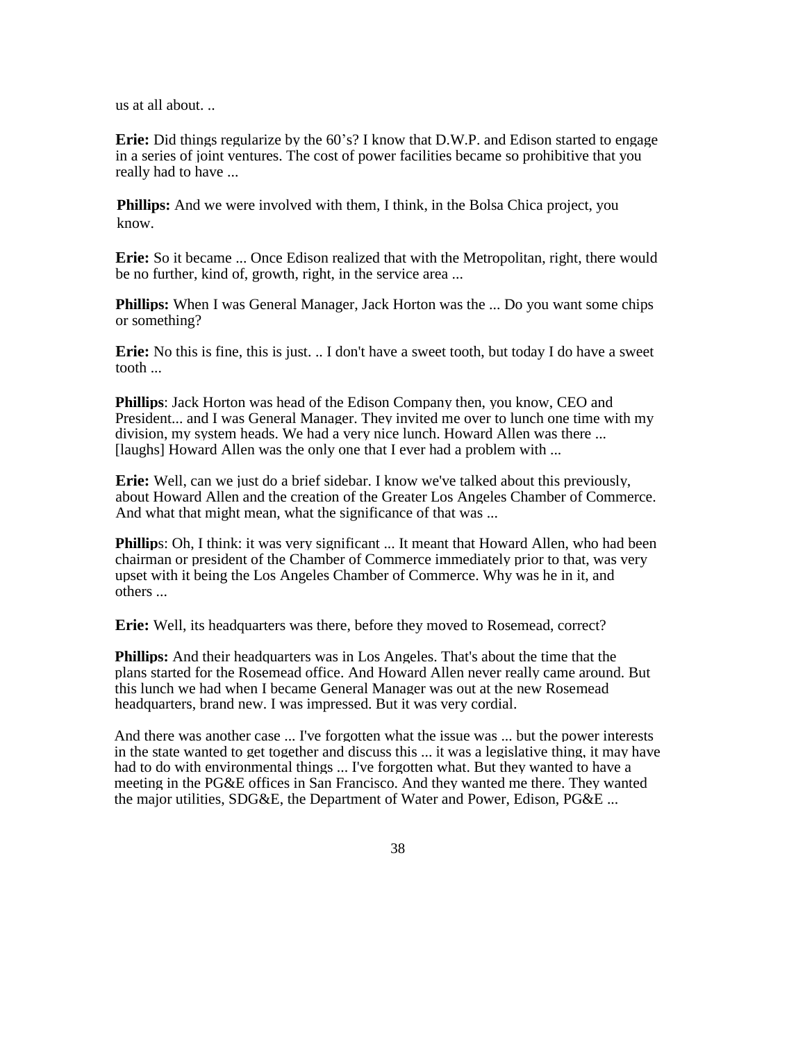us at all about. ..

**Erie:** Did things regularize by the 60's? I know that D.W.P. and Edison started to engage in a series of joint ventures. The cost of power facilities became so prohibitive that you really had to have ...

**Phillips:** And we were involved with them, I think, in the Bolsa Chica project, you know.

**Erie:** So it became ... Once Edison realized that with the Metropolitan, right, there would be no further, kind of, growth, right, in the service area ...

**Phillips:** When I was General Manager, Jack Horton was the ... Do you want some chips or something?

**Erie:** No this is fine, this is just. .. I don't have a sweet tooth, but today I do have a sweet tooth ...

**Phillips**: Jack Horton was head of the Edison Company then, you know, CEO and President... and I was General Manager. They invited me over to lunch one time with my division, my system heads. We had a very nice lunch. Howard Allen was there ... [laughs] Howard Allen was the only one that I ever had a problem with ...

**Erie:** Well, can we just do a brief sidebar. I know we've talked about this previously, about Howard Allen and the creation of the Greater Los Angeles Chamber of Commerce. And what that might mean, what the significance of that was ...

**Phillip**s: Oh, I think: it was very significant ... It meant that Howard Allen, who had been chairman or president of the Chamber of Commerce immediately prior to that, was very upset with it being the Los Angeles Chamber of Commerce. Why was he in it, and others ...

**Erie:** Well, its headquarters was there, before they moved to Rosemead, correct?

**Phillips:** And their headquarters was in Los Angeles. That's about the time that the plans started for the Rosemead office. And Howard Allen never really came around. But this lunch we had when I became General Manager was out at the new Rosemead headquarters, brand new. I was impressed. But it was very cordial.

And there was another case ... I've forgotten what the issue was ... but the power interests in the state wanted to get together and discuss this ... it was a legislative thing, it may have had to do with environmental things ... I've forgotten what. But they wanted to have a meeting in the PG&E offices in San Francisco. And they wanted me there. They wanted the major utilities, SDG&E, the Department of Water and Power, Edison, PG&E ...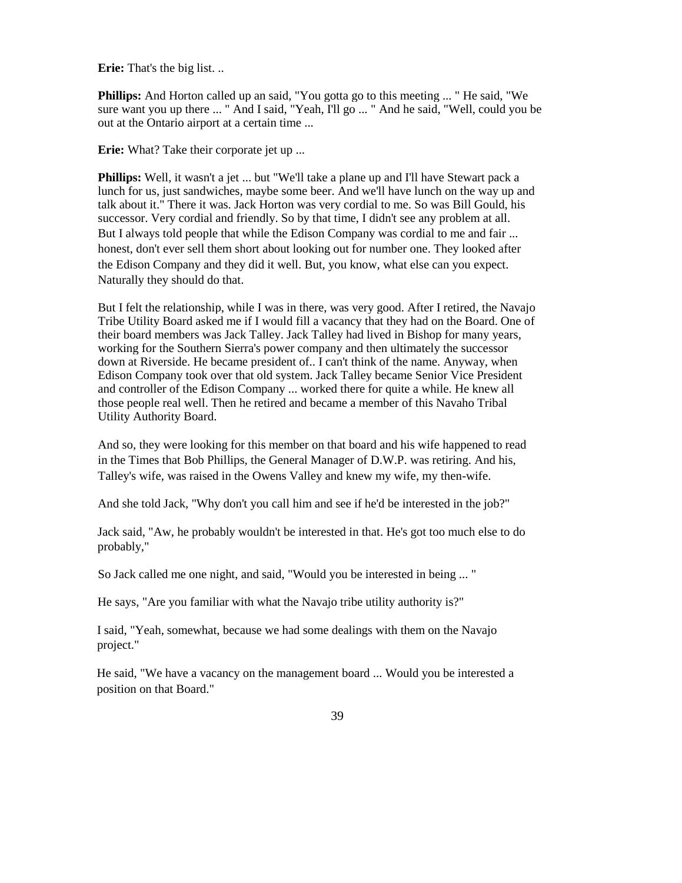**Erie:** That's the big list. ..

**Phillips:** And Horton called up an said, "You gotta go to this meeting ... " He said, "We sure want you up there ... " And I said, "Yeah, I'll go ... " And he said, "Well, could you be out at the Ontario airport at a certain time ...

**Erie:** What? Take their corporate jet up ...

**Phillips:** Well, it wasn't a jet ... but "We'll take a plane up and I'll have Stewart pack a lunch for us, just sandwiches, maybe some beer. And we'll have lunch on the way up and talk about it." There it was. Jack Horton was very cordial to me. So was Bill Gould, his successor. Very cordial and friendly. So by that time, I didn't see any problem at all. But I always told people that while the Edison Company was cordial to me and fair ... honest, don't ever sell them short about looking out for number one. They looked after the Edison Company and they did it well. But, you know, what else can you expect. Naturally they should do that.

But I felt the relationship, while I was in there, was very good. After I retired, the Navajo Tribe Utility Board asked me if I would fill a vacancy that they had on the Board. One of their board members was Jack Talley. Jack Talley had lived in Bishop for many years, working for the Southern Sierra's power company and then ultimately the successor down at Riverside. He became president of.. I can't think of the name. Anyway, when Edison Company took over that old system. Jack Talley became Senior Vice President and controller of the Edison Company ... worked there for quite a while. He knew all those people real well. Then he retired and became a member of this Navaho Tribal Utility Authority Board.

And so, they were looking for this member on that board and his wife happened to read in the Times that Bob Phillips, the General Manager of D.W.P. was retiring. And his, Talley's wife, was raised in the Owens Valley and knew my wife, my then-wife.

And she told Jack, "Why don't you call him and see if he'd be interested in the job?"

Jack said, "Aw, he probably wouldn't be interested in that. He's got too much else to do probably,"

So Jack called me one night, and said, "Would you be interested in being ... "

He says, "Are you familiar with what the Navajo tribe utility authority is?"

I said, "Yeah, somewhat, because we had some dealings with them on the Navajo project."

He said, "We have a vacancy on the management board ... Would you be interested a position on that Board."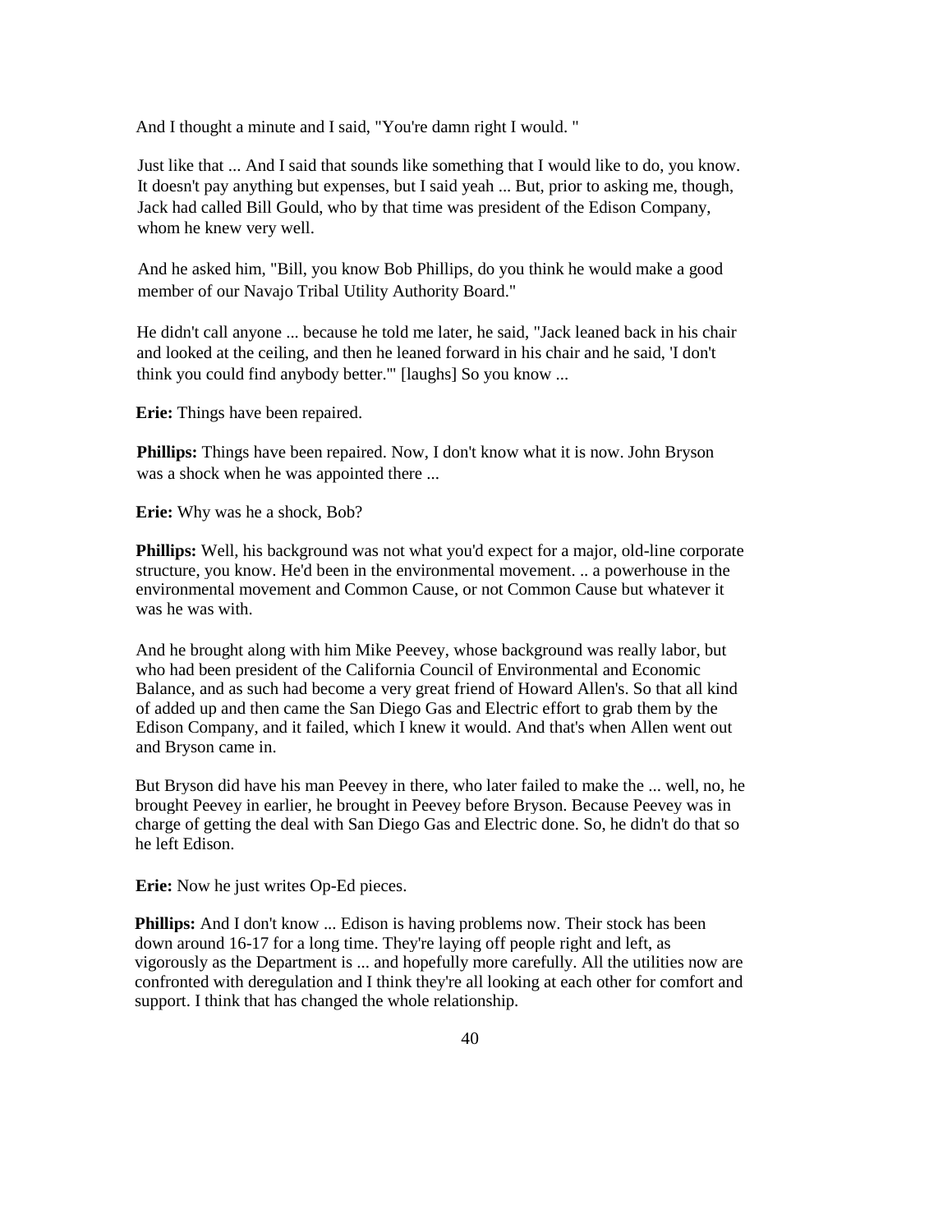And I thought a minute and I said, "You're damn right I would. "

Just like that ... And I said that sounds like something that I would like to do, you know. It doesn't pay anything but expenses, but I said yeah ... But, prior to asking me, though, Jack had called Bill Gould, who by that time was president of the Edison Company, whom he knew very well.

And he asked him, "Bill, you know Bob Phillips, do you think he would make a good member of our Navajo Tribal Utility Authority Board."

He didn't call anyone ... because he told me later, he said, "Jack leaned back in his chair and looked at the ceiling, and then he leaned forward in his chair and he said, 'I don't think you could find anybody better.'" [laughs] So you know ...

**Erie:** Things have been repaired.

**Phillips:** Things have been repaired. Now, I don't know what it is now. John Bryson was a shock when he was appointed there ...

**Erie:** Why was he a shock, Bob?

**Phillips:** Well, his background was not what you'd expect for a major, old-line corporate structure, you know. He'd been in the environmental movement. .. a powerhouse in the environmental movement and Common Cause, or not Common Cause but whatever it was he was with.

And he brought along with him Mike Peevey, whose background was really labor, but who had been president of the California Council of Environmental and Economic Balance, and as such had become a very great friend of Howard Allen's. So that all kind of added up and then came the San Diego Gas and Electric effort to grab them by the Edison Company, and it failed, which I knew it would. And that's when Allen went out and Bryson came in.

But Bryson did have his man Peevey in there, who later failed to make the ... well, no, he brought Peevey in earlier, he brought in Peevey before Bryson. Because Peevey was in charge of getting the deal with San Diego Gas and Electric done. So, he didn't do that so he left Edison.

**Erie:** Now he just writes Op-Ed pieces.

**Phillips:** And I don't know ... Edison is having problems now. Their stock has been down around 16-17 for a long time. They're laying off people right and left, as vigorously as the Department is ... and hopefully more carefully. All the utilities now are confronted with deregulation and I think they're all looking at each other for comfort and support. I think that has changed the whole relationship.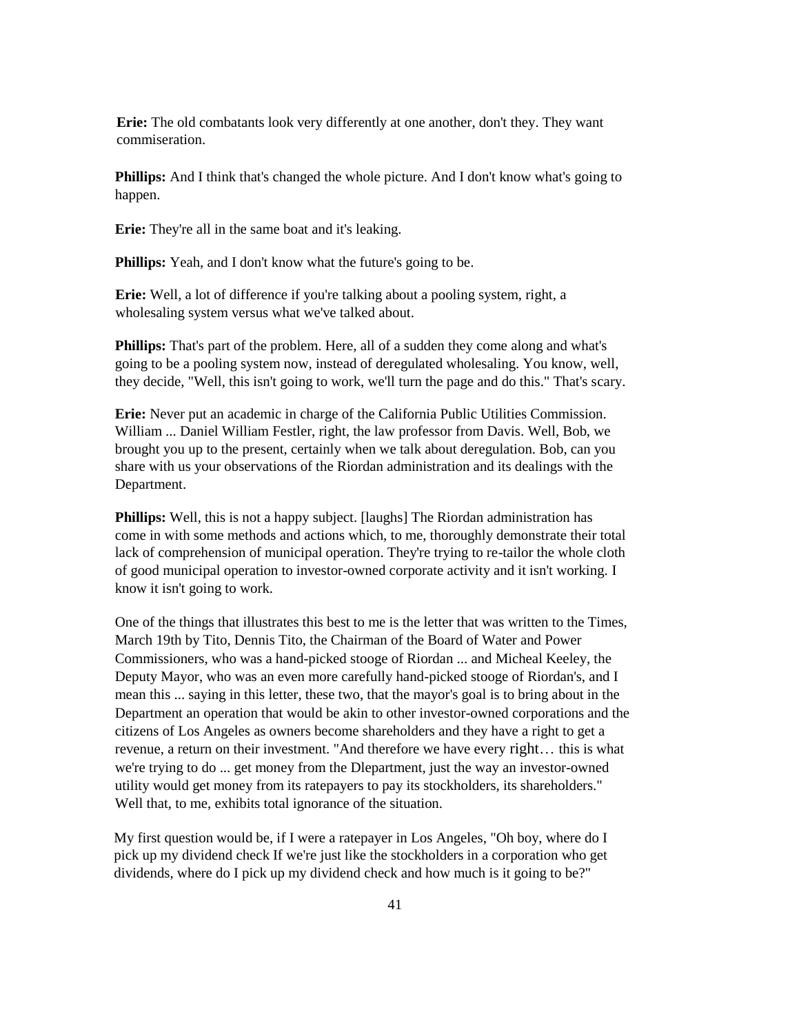**Erie:** The old combatants look very differently at one another, don't they. They want commiseration.

**Phillips:** And I think that's changed the whole picture. And I don't know what's going to happen.

**Erie:** They're all in the same boat and it's leaking.

**Phillips:** Yeah, and I don't know what the future's going to be.

**Erie:** Well, a lot of difference if you're talking about a pooling system, right, a wholesaling system versus what we've talked about.

**Phillips:** That's part of the problem. Here, all of a sudden they come along and what's going to be a pooling system now, instead of deregulated wholesaling. You know, well, they decide, "Well, this isn't going to work, we'll turn the page and do this." That's scary.

**Erie:** Never put an academic in charge of the California Public Utilities Commission. William ... Daniel William Festler, right, the law professor from Davis. Well, Bob, we brought you up to the present, certainly when we talk about deregulation. Bob, can you share with us your observations of the Riordan administration and its dealings with the Department.

**Phillips:** Well, this is not a happy subject. [laughs] The Riordan administration has come in with some methods and actions which, to me, thoroughly demonstrate their total lack of comprehension of municipal operation. They're trying to re-tailor the whole cloth of good municipal operation to investor-owned corporate activity and it isn't working. I know it isn't going to work.

One of the things that illustrates this best to me is the letter that was written to the Times, March 19th by Tito, Dennis Tito, the Chairman of the Board of Water and Power Commissioners, who was a hand-picked stooge of Riordan ... and Micheal Keeley, the Deputy Mayor, who was an even more carefully hand-picked stooge of Riordan's, and I mean this ... saying in this letter, these two, that the mayor's goal is to bring about in the Department an operation that would be akin to other investor-owned corporations and the citizens of Los Angeles as owners become shareholders and they have a right to get a revenue, a return on their investment. "And therefore we have every right… this is what we're trying to do ... get money from the Dlepartment, just the way an investor-owned utility would get money from its ratepayers to pay its stockholders, its shareholders." Well that, to me, exhibits total ignorance of the situation.

My first question would be, if I were a ratepayer in Los Angeles, "Oh boy, where do I pick up my dividend check If we're just like the stockholders in a corporation who get dividends, where do I pick up my dividend check and how much is it going to be?"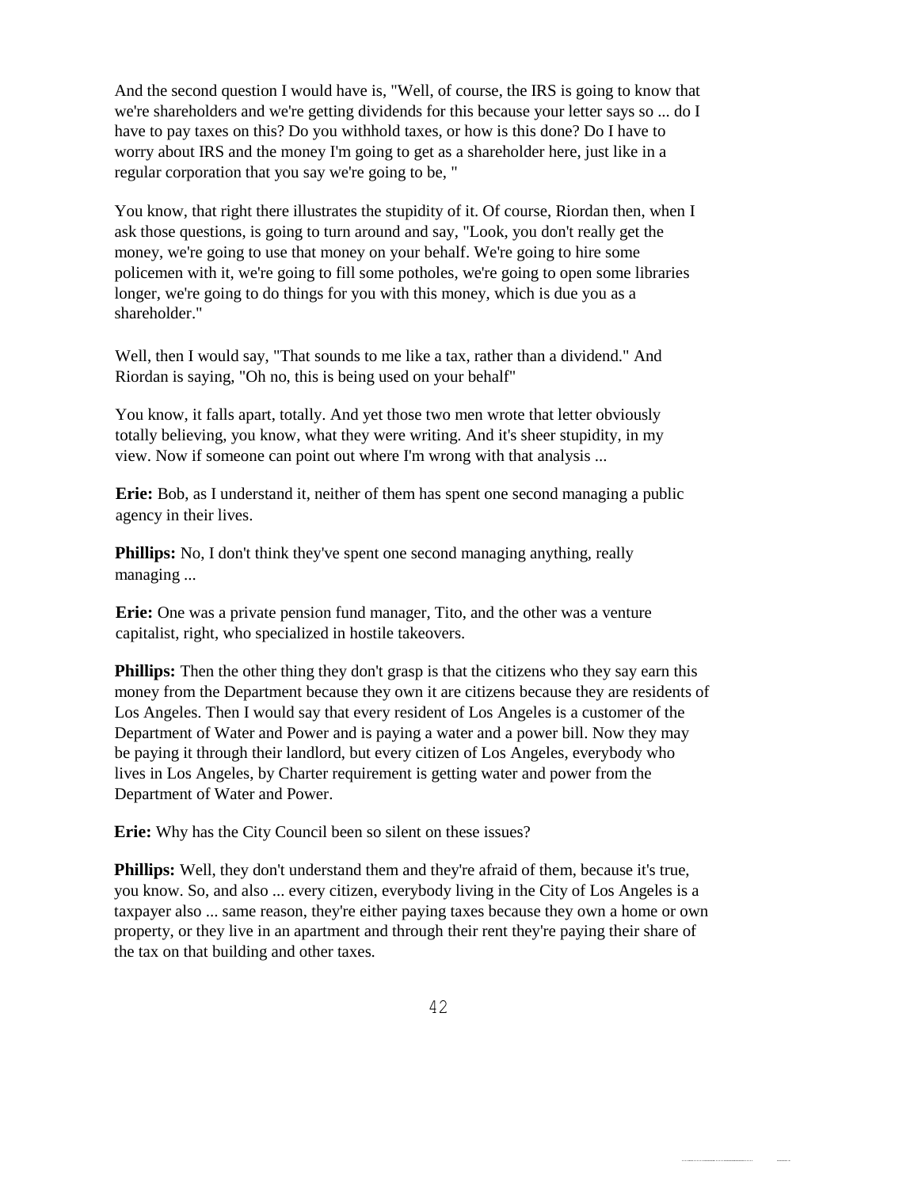And the second question I would have is, "Well, of course, the IRS is going to know that we're shareholders and we're getting dividends for this because your letter says so ... do I have to pay taxes on this? Do you withhold taxes, or how is this done? Do I have to worry about IRS and the money I'm going to get as a shareholder here, just like in a regular corporation that you say we're going to be, "

You know, that right there illustrates the stupidity of it. Of course, Riordan then, when I ask those questions, is going to turn around and say, "Look, you don't really get the money, we're going to use that money on your behalf. We're going to hire some policemen with it, we're going to fill some potholes, we're going to open some libraries longer, we're going to do things for you with this money, which is due you as a shareholder."

Well, then I would say, "That sounds to me like a tax, rather than a dividend." And Riordan is saying, "Oh no, this is being used on your behalf"

You know, it falls apart, totally. And yet those two men wrote that letter obviously totally believing, you know, what they were writing. And it's sheer stupidity, in my view. Now if someone can point out where I'm wrong with that analysis ...

**Erie:** Bob, as I understand it, neither of them has spent one second managing a public agency in their lives.

**Phillips:** No, I don't think they've spent one second managing anything, really managing ...

**Erie:** One was a private pension fund manager, Tito, and the other was a venture capitalist, right, who specialized in hostile takeovers.

**Phillips:** Then the other thing they don't grasp is that the citizens who they say earn this money from the Department because they own it are citizens because they are residents of Los Angeles. Then I would say that every resident of Los Angeles is a customer of the Department of Water and Power and is paying a water and a power bill. Now they may be paying it through their landlord, but every citizen of Los Angeles, everybody who lives in Los Angeles, by Charter requirement is getting water and power from the Department of Water and Power.

**Erie:** Why has the City Council been so silent on these issues?

**Phillips:** Well, they don't understand them and they're afraid of them, because it's true, you know. So, and also ... every citizen, everybody living in the City of Los Angeles is a taxpayer also ... same reason, they're either paying taxes because they own a home or own property, or they live in an apartment and through their rent they're paying their share of the tax on that building and other taxes.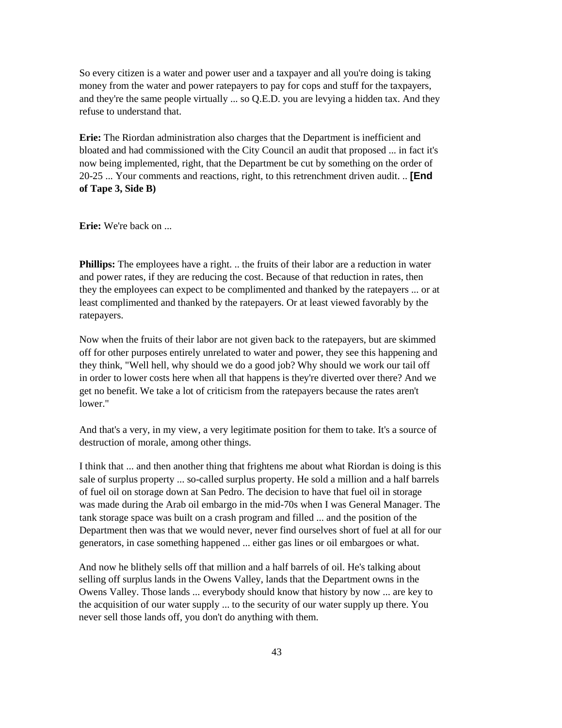So every citizen is a water and power user and a taxpayer and all you're doing is taking money from the water and power ratepayers to pay for cops and stuff for the taxpayers, and they're the same people virtually ... so Q.E.D. you are levying a hidden tax. And they refuse to understand that.

**Erie:** The Riordan administration also charges that the Department is inefficient and bloated and had commissioned with the City Council an audit that proposed ... in fact it's now being implemented, right, that the Department be cut by something on the order of 20-25 ... Your comments and reactions, right, to this retrenchment driven audit. .. **[End of Tape 3, Side B)**

**Erie:** We're back on ...

**Phillips:** The employees have a right. .. the fruits of their labor are a reduction in water and power rates, if they are reducing the cost. Because of that reduction in rates, then they the employees can expect to be complimented and thanked by the ratepayers ... or at least complimented and thanked by the ratepayers. Or at least viewed favorably by the ratepayers.

Now when the fruits of their labor are not given back to the ratepayers, but are skimmed off for other purposes entirely unrelated to water and power, they see this happening and they think, "Well hell, why should we do a good job? Why should we work our tail off in order to lower costs here when all that happens is they're diverted over there? And we get no benefit. We take a lot of criticism from the ratepayers because the rates aren't lower."

And that's a very, in my view, a very legitimate position for them to take. It's a source of destruction of morale, among other things.

I think that ... and then another thing that frightens me about what Riordan is doing is this sale of surplus property ... so-called surplus property. He sold a million and a half barrels of fuel oil on storage down at San Pedro. The decision to have that fuel oil in storage was made during the Arab oil embargo in the mid-70s when I was General Manager. The tank storage space was built on a crash program and filled ... and the position of the Department then was that we would never, never find ourselves short of fuel at all for our generators, in case something happened ... either gas lines or oil embargoes or what.

And now he blithely sells off that million and a half barrels of oil. He's talking about selling off surplus lands in the Owens Valley, lands that the Department owns in the Owens Valley. Those lands ... everybody should know that history by now ... are key to the acquisition of our water supply ... to the security of our water supply up there. You never sell those lands off, you don't do anything with them.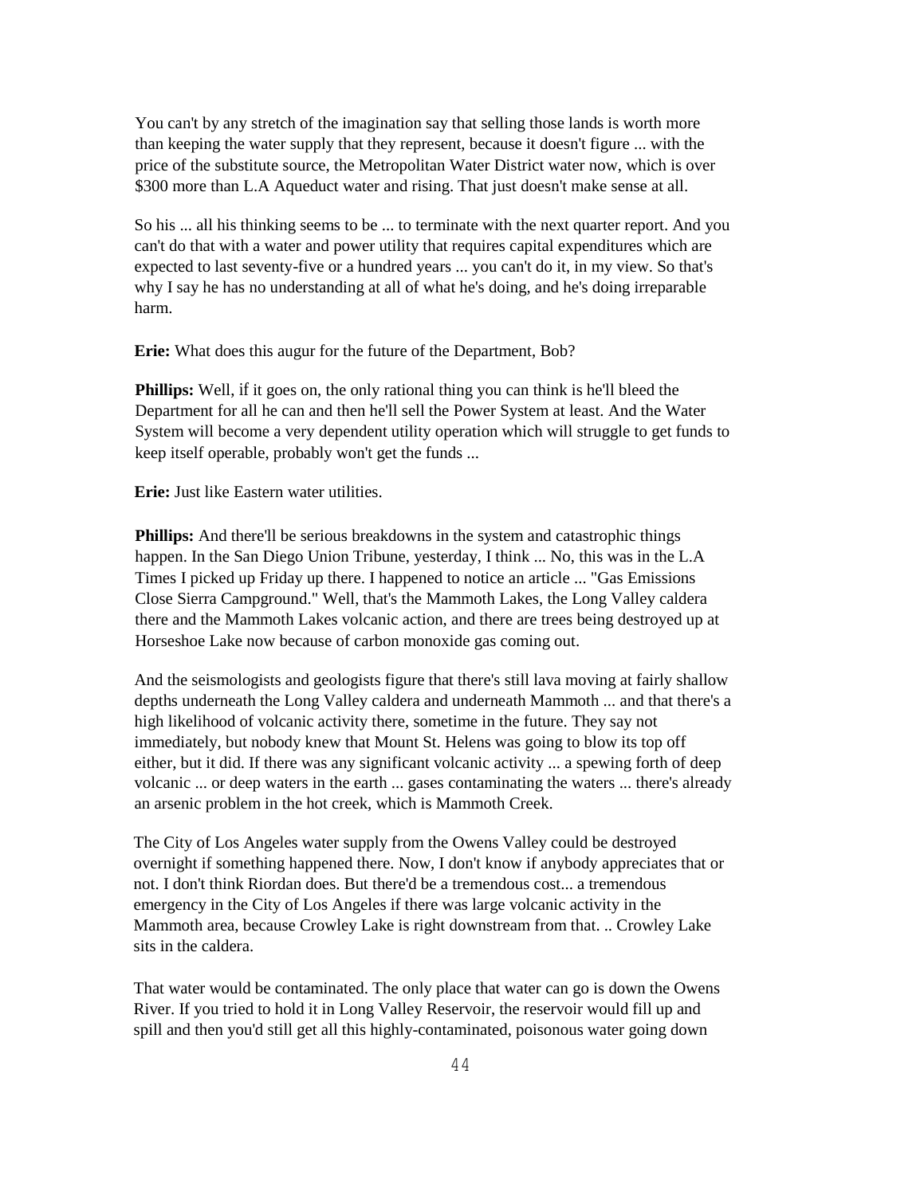You can't by any stretch of the imagination say that selling those lands is worth more than keeping the water supply that they represent, because it doesn't figure ... with the price of the substitute source, the Metropolitan Water District water now, which is over $300 more than L.A Aqueduct water and rising. That just doesn't make sense at all.

So his ... all his thinking seems to be ... to terminate with the next quarter report. And you can't do that with a water and power utility that requires capital expenditures which are expected to last seventy-five or a hundred years ... you can't do it, in my view. So that's why I say he has no understanding at all of what he's doing, and he's doing irreparable harm.

**Erie:** What does this augur for the future of the Department, Bob?

**Phillips:** Well, if it goes on, the only rational thing you can think is he'll bleed the Department for all he can and then he'll sell the Power System at least. And the Water System will become a very dependent utility operation which will struggle to get funds to keep itself operable, probably won't get the funds ...

**Erie:** Just like Eastern water utilities.

**Phillips:** And there'll be serious breakdowns in the system and catastrophic things happen. In the San Diego Union Tribune, yesterday, I think ... No, this was in the L.A Times I picked up Friday up there. I happened to notice an article ... "Gas Emissions Close Sierra Campground." Well, that's the Mammoth Lakes, the Long Valley caldera there and the Mammoth Lakes volcanic action, and there are trees being destroyed up at Horseshoe Lake now because of carbon monoxide gas coming out.

And the seismologists and geologists figure that there's still lava moving at fairly shallow depths underneath the Long Valley caldera and underneath Mammoth ... and that there's a high likelihood of volcanic activity there, sometime in the future. They say not immediately, but nobody knew that Mount St. Helens was going to blow its top off either, but it did. If there was any significant volcanic activity ... a spewing forth of deep volcanic ... or deep waters in the earth ... gases contaminating the waters ... there's already an arsenic problem in the hot creek, which is Mammoth Creek.

The City of Los Angeles water supply from the Owens Valley could be destroyed overnight if something happened there. Now, I don't know if anybody appreciates that or not. I don't think Riordan does. But there'd be a tremendous cost... a tremendous emergency in the City of Los Angeles if there was large volcanic activity in the Mammoth area, because Crowley Lake is right downstream from that. .. Crowley Lake sits in the caldera.

That water would be contaminated. The only place that water can go is down the Owens River. If you tried to hold it in Long Valley Reservoir, the reservoir would fill up and spill and then you'd still get all this highly-contaminated, poisonous water going down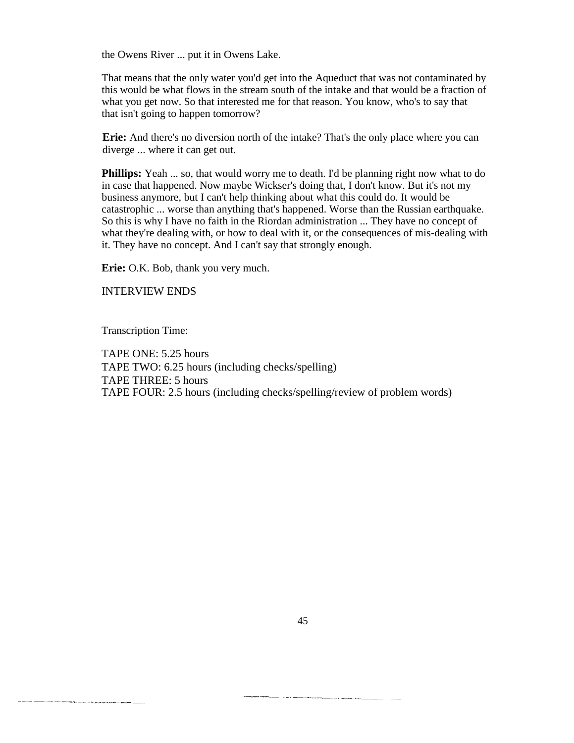the Owens River ... put it in Owens Lake.

That means that the only water you'd get into the Aqueduct that was not contaminated by this would be what flows in the stream south of the intake and that would be a fraction of what you get now. So that interested me for that reason. You know, who's to say that that isn't going to happen tomorrow?

**Erie:** And there's no diversion north of the intake? That's the only place where you can diverge ... where it can get out.

**Phillips:** Yeah ... so, that would worry me to death. I'd be planning right now what to do in case that happened. Now maybe Wickser's doing that, I don't know. But it's not my business anymore, but I can't help thinking about what this could do. It would be catastrophic ... worse than anything that's happened. Worse than the Russian earthquake. So this is why I have no faith in the Riordan administration ... They have no concept of what they're dealing with, or how to deal with it, or the consequences of mis-dealing with it. They have no concept. And I can't say that strongly enough.

**Erie:** O.K. Bob, thank you very much.

INTERVIEW ENDS

Transcription Time:

TAPE ONE: 5.25 hours
TAPE TWO: 6.25 hours (including checks/spelling)
TAPE THREE: 5 hours
TAPE FOUR: 2.5 hours (including checks/spelling/review of problem words)